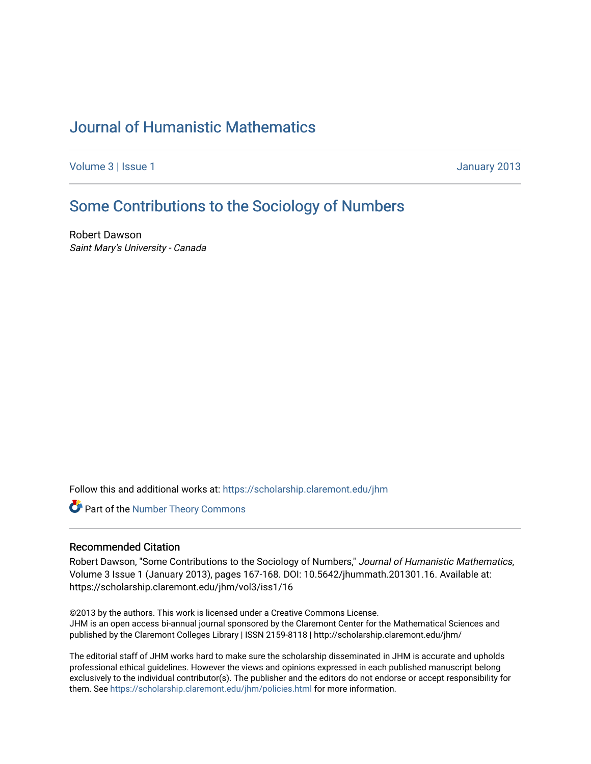# Journal of Humanistic Mathematics

Volume 3 | Issue 1 January 2013

## Some Contributions to the Sociology of Numbers

Robert Dawson
*Saint Mary's University - Canada*

Follow this and additional works at: https://scholarship.claremont.edu/jhm

Part of the Number Theory Commons

### Recommended Citation

Robert Dawson, "Some Contributions to the Sociology of Numbers," *Journal of Humanistic Mathematics*, Volume 3 Issue 1 (January 2013), pages 167-168. DOI: 10.5642/jhummath.201301.16. Available at: https://scholarship.claremont.edu/jhm/vol3/iss1/16

©2013 by the authors. This work is licensed under a Creative Commons License.
JHM is an open access bi-annual journal sponsored by the Claremont Center for the Mathematical Sciences and published by the Claremont Colleges Library | ISSN 2159-8118 | http://scholarship.claremont.edu/jhm/

The editorial staff of JHM works hard to make sure the scholarship disseminated in JHM is accurate and upholds professional ethical guidelines. However the views and opinions expressed in each published manuscript belong exclusively to the individual contributor(s). The publisher and the editors do not endorse or accept responsibility for them. See https://scholarship.claremont.edu/jhm/policies.html for more information.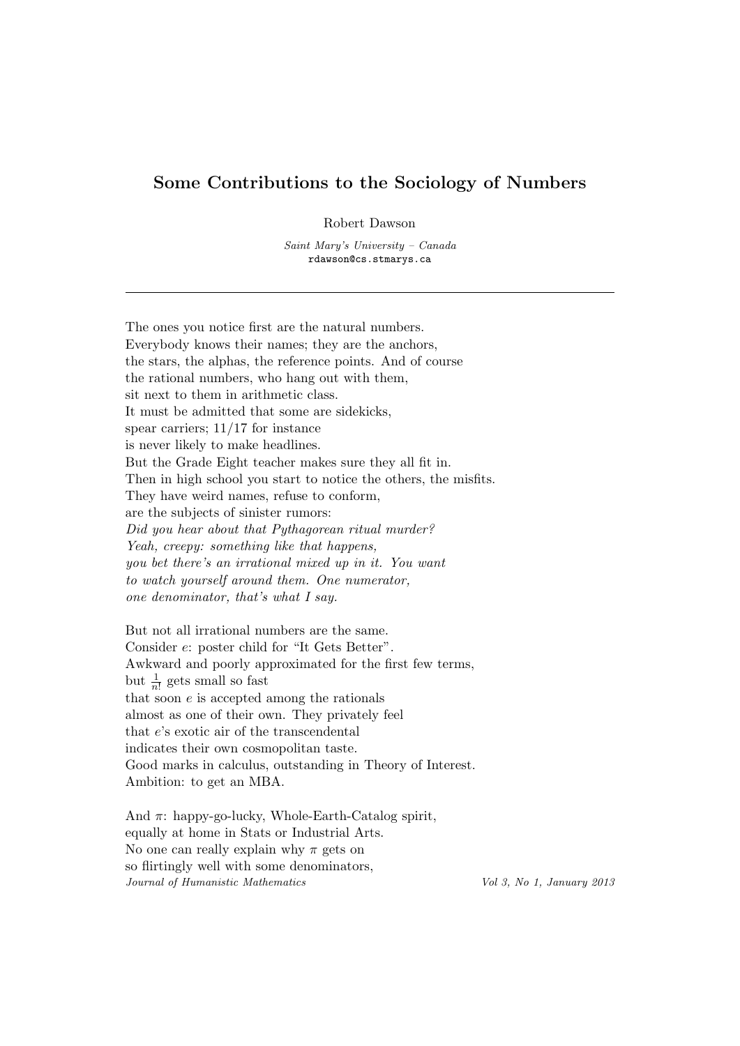# Some Contributions to the Sociology of Numbers

Robert Dawson

*Saint Mary's University – Canada*
rdawson@cs.stmarys.ca

---

The ones you notice first are the natural numbers.
Everybody knows their names; they are the anchors,
the stars, the alphas, the reference points. And of course
the rational numbers, who hang out with them,
sit next to them in arithmetic class.
It must be admitted that some are sidekicks,
spear carriers; 11/17 for instance
is never likely to make headlines.
But the Grade Eight teacher makes sure they all fit in.
Then in high school you start to notice the others, the misfits.
They have weird names, refuse to conform,
are the subjects of sinister rumors:
*Did you hear about that Pythagorean ritual murder?*
*Yeah, creepy: something like that happens,*
*you bet there's an irrational mixed up in it. You want*
*to watch yourself around them. One numerator,*
*one denominator, that's what I say.*

But not all irrational numbers are the same.
Consider $e$: poster child for "It Gets Better".
Awkward and poorly approximated for the first few terms,
but $\frac{1}{n!}$ gets small so fast
that soon $e$ is accepted among the rationals
almost as one of their own. They privately feel
that $e$'s exotic air of the transcendental
indicates their own cosmopolitan taste.
Good marks in calculus, outstanding in Theory of Interest.
Ambition: to get an MBA.

And $\pi$: happy-go-lucky, Whole-Earth-Catalog spirit,
equally at home in Stats or Industrial Arts.
No one can really explain why $\pi$ gets on
so flirtingly well with some denominators,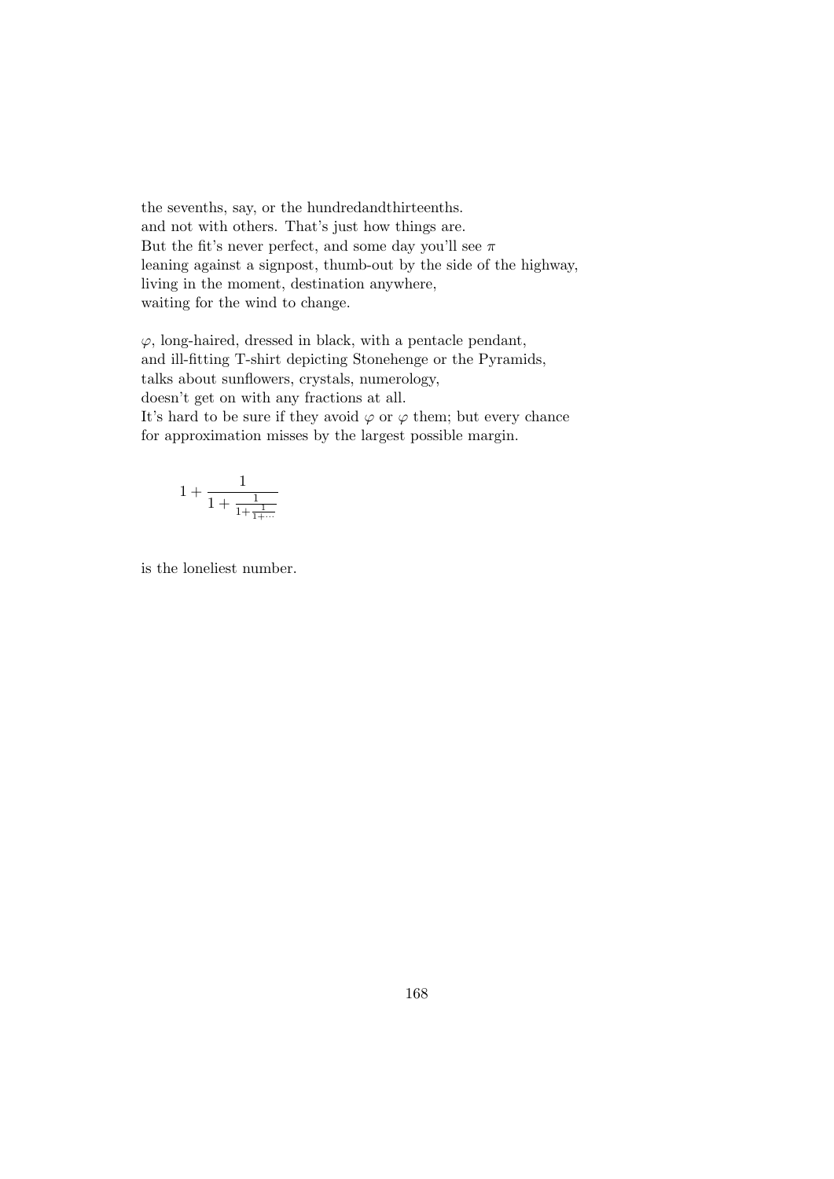the sevenths, say, or the hundredandthirteenths.  
and not with others. That's just how things are.  
But the fit's never perfect, and some day you'll see $\pi$  
leaning against a signpost, thumb-out by the side of the highway,  
living in the moment, destination anywhere,  
waiting for the wind to change.

$\varphi$, long-haired, dressed in black, with a pentacle pendant,  
and ill-fitting T-shirt depicting Stonehenge or the Pyramids,  
talks about sunflowers, crystals, numerology,  
doesn't get on with any fractions at all.  
It's hard to be sure if they avoid $\varphi$ or $\varphi$ them; but every chance  
for approximation misses by the largest possible margin.

$$1 + \frac{1}{1 + \frac{1}{1 + \frac{1}{1 + \cdots}}}$$

is the loneliest number.